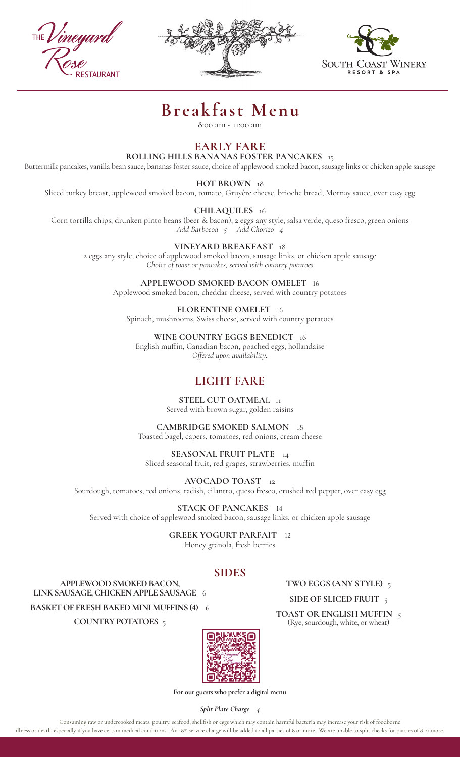THE Vineyard Rose RESTAURANT

SOUTH COAST WINERY RESORT & SPA

# Breakfast Menu

8:00 am - 11:00 am

## EARLY FARE

**ROLLING HILLS BANANAS FOSTER PANCAKES** 15

Buttermilk pancakes, vanilla bean sauce, bananas foster sauce, choice of applewood smoked bacon, sausage links or chicken apple sausage

**HOT BROWN** 18

Sliced turkey breast, applewood smoked bacon, tomato, Gruyère cheese, brioche bread, Mornay sauce, over easy egg

**CHILAQUILES** 16

Corn tortilla chips, drunken pinto beans (beer & bacon), 2 eggs any style, salsa verde, queso fresco, green onions

*Add Barbocoa 5 Add Chorizo 4*

**VINEYARD BREAKFAST** 18

2 eggs any style, choice of applewood smoked bacon, sausage links, or chicken apple sausage

*Choice of toast or pancakes, served with country potatoes*

**APPLEWOOD SMOKED BACON OMELET** 16

Applewood smoked bacon, cheddar cheese, served with country potatoes

**FLORENTINE OMELET** 16

Spinach, mushrooms, Swiss cheese, served with country potatoes

**WINE COUNTRY EGGS BENEDICT** 16

English muffin, Canadian bacon, poached eggs, hollandaise

*Offered upon availability.*

## LIGHT FARE

**STEEL CUT OATMEAL** 11

Served with brown sugar, golden raisins

**CAMBRIDGE SMOKED SALMON** 18

Toasted bagel, capers, tomatoes, red onions, cream cheese

**SEASONAL FRUIT PLATE** 14

Sliced seasonal fruit, red grapes, strawberries, muffin

**AVOCADO TOAST** 12

Sourdough, tomatoes, red onions, radish, cilantro, queso fresco, crushed red pepper, over easy egg

**STACK OF PANCAKES** 14

Served with choice of applewood smoked bacon, sausage links, or chicken apple sausage

**GREEK YOGURT PARFAIT** 12

Honey granola, fresh berries

## SIDES

**APPLEWOOD SMOKED BACON, LINK SAUSAGE, CHICKEN APPLE SAUSAGE** 6

**BASKET OF FRESH BAKED MINI MUFFINS (4)** 6

**COUNTRY POTATOES** 5

**TWO EGGS (ANY STYLE)** 5

**SIDE OF SLICED FRUIT** 5

**TOAST OR ENGLISH MUFFIN** 5
(Rye, sourdough, white, or wheat)

**For our guests who prefer a digital menu**

***Split Plate Charge 4***

Consuming raw or undercooked meats, poultry, seafood, shellfish or eggs which may contain harmful bacteria may increase your risk of foodborne illness or death, especially if you have certain medical conditions. An 18% service charge will be added to all parties of 8 or more. We are unable to split checks for parties of 8 or more.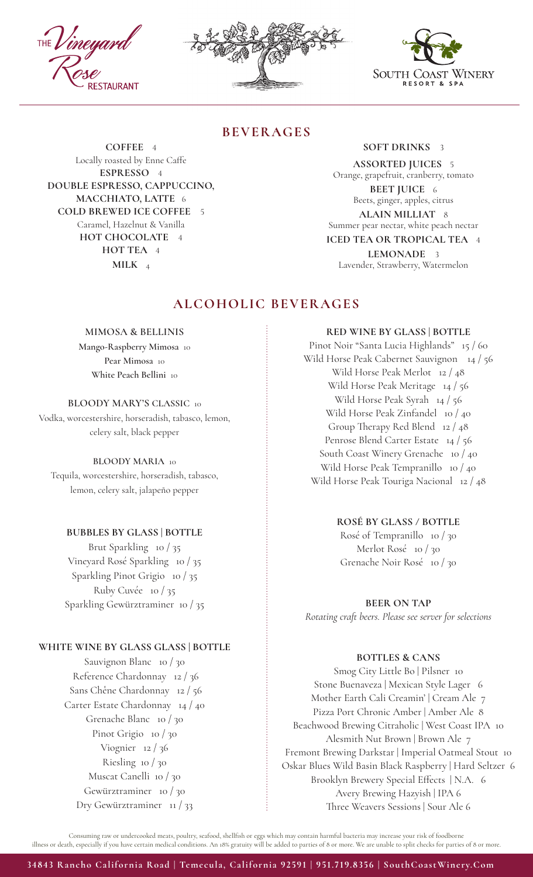# BEVERAGES

**COFFEE** 4
Locally roasted by Enne Caffe

**ESPRESSO** 4

**DOUBLE ESPRESSO, CAPPUCCINO, MACCHIATO, LATTE** 6

**COLD BREWED ICE COFFEE** 5
Caramel, Hazelnut & Vanilla

**HOT CHOCOLATE** 4

**HOT TEA** 4

**MILK** 4

**SOFT DRINKS** 3

**ASSORTED JUICES** 5
Orange, grapefruit, cranberry, tomato

**BEET JUICE** 6
Beets, ginger, apples, citrus

**ALAIN MILLIAT** 8
Summer pear nectar, white peach nectar

**ICED TEA OR TROPICAL TEA** 4

**LEMONADE** 3
Lavender, Strawberry, Watermelon

# ALCOHOLIC BEVERAGES

## MIMOSA & BELLINIS

**Mango-Raspberry Mimosa** 10
**Pear Mimosa** 10
**White Peach Bellini** 10

## BLOODY MARY'S CLASSIC 10

Vodka, worcestershire, horseradish, tabasco, lemon, celery salt, black pepper

## BLOODY MARIA 10

Tequila, worcestershire, horseradish, tabasco, lemon, celery salt, jalapeño pepper

## BUBBLES BY GLASS | BOTTLE

Brut Sparkling 10 / 35
Vineyard Rosé Sparkling 10 / 35
Sparkling Pinot Grigio 10 / 35
Ruby Cuvée 10 / 35
Sparkling Gewürztraminer 10 / 35

## WHITE WINE BY GLASS GLASS | BOTTLE

Sauvignon Blanc 10 / 30
Reference Chardonnay 12 / 36
Sans Chéne Chardonnay 12 / 56
Carter Estate Chardonnay 14 / 40
Grenache Blanc 10 / 30
Pinot Grigio 10 / 30
Viognier 12 / 36
Riesling 10 / 30
Muscat Canelli 10 / 30
Gewürztraminer 10 / 30
Dry Gewürztraminer 11 / 33

## RED WINE BY GLASS | BOTTLE

Pinot Noir "Santa Lucia Highlands" 15 / 60
Wild Horse Peak Cabernet Sauvignon 14 / 56
Wild Horse Peak Merlot 12 / 48
Wild Horse Peak Meritage 14 / 56
Wild Horse Peak Syrah 14 / 56
Wild Horse Peak Zinfandel 10 / 40
Group Therapy Red Blend 12 / 48
Penrose Blend Carter Estate 14 / 56
South Coast Winery Grenache 10 / 40
Wild Horse Peak Tempranillo 10 / 40
Wild Horse Peak Touriga Nacional 12 / 48

## ROSÉ BY GLASS / BOTTLE

Rosé of Tempranillo 10 / 30
Merlot Rosé 10 / 30
Grenache Noir Rosé 10 / 30

## BEER ON TAP

*Rotating craft beers. Please see server for selections*

## BOTTLES & CANS

Smog City Little Bo | Pilsner 10
Stone Buenaveza | Mexican Style Lager 6
Mother Earth Cali Creamin' | Cream Ale 7
Pizza Port Chronic Amber | Amber Ale 8
Beachwood Brewing Citraholic | West Coast IPA 10
Alesmith Nut Brown | Brown Ale 7
Fremont Brewing Darkstar | Imperial Oatmeal Stout 10
Oskar Blues Wild Basin Black Raspberry | Hard Seltzer 6
Brooklyn Brewery Special Effects | N.A. 6
Avery Brewing Hazyish | IPA 6
Three Weavers Sessions | Sour Ale 6

Consuming raw or undercooked meats, poultry, seafood, shellfish or eggs which may contain harmful bacteria may increase your risk of foodborne illness or death, especially if you have certain medical conditions. An 18% gratuity will be added to parties of 8 or more. We are unable to split checks for parties of 8 or more.

**34843 Rancho California Road | Temecula, California 92591 | 951.719.8356 | SouthCoastWinery.Com**